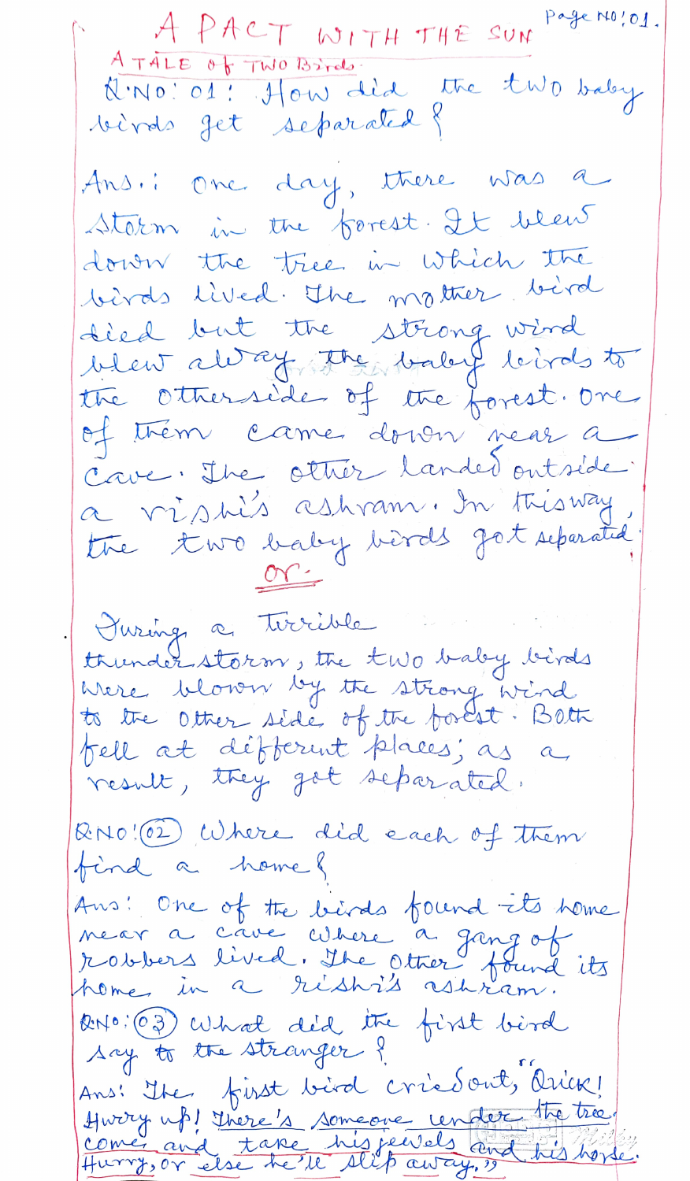# A PACT WITH THE SUN

## A TALE OF TWO BIRDS

**Q.NO: 01:** How did the two baby birds get separated?

**Ans.:** One day, there was a storm in the forest. It blew down the tree in which the birds lived. The mother bird died but the strong wind blew away the baby birds to the other side of the forest. One of them came down near a cave. The other landed outside a rishi's ashram. In this way, the two baby birds got separated.

Or.

During a terrible thunderstorm, the two baby birds were blown by the strong wind to the other side of the forest. Both fell at different places; as a result, they got separated.

**Q.NO: (02)** Where did each of them find a home?

**Ans:** One of the birds found its home near a cave where a gang of robbers lived. The other found its home in a rishi's ashram.

**Q.NO: (03)** What did the first bird say to the stranger?

**Ans:** The first bird cried out, "Quick! Hurry up! There's someone under the tree. Come and take his jewels and his horse. Hurry, or else he'll slip away."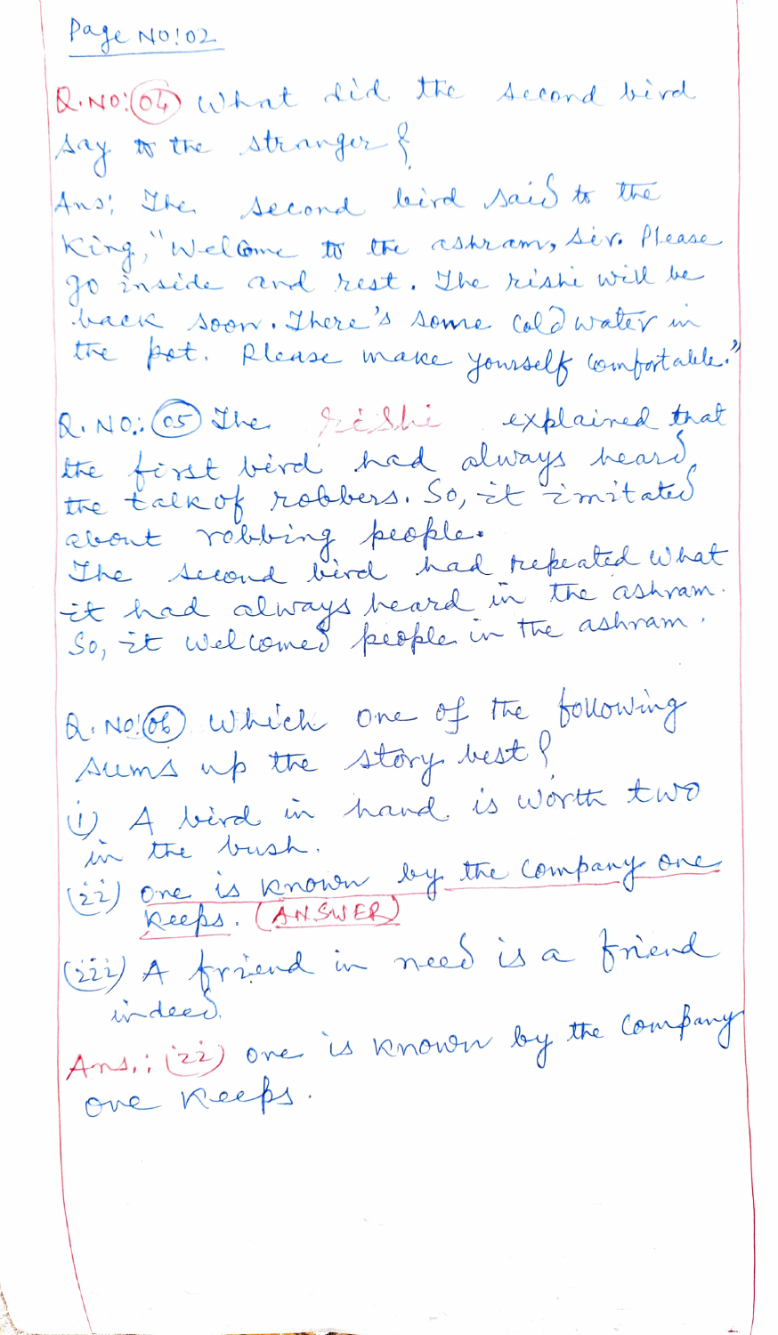Page No: 02

**Q.No: (04)** What did the second bird say to the stranger?

Ans: The second bird said to the King, "Welcome to the ashram, sir. Please go inside and rest. The rishi will be back soon. There's some cold water in the pot. Please make yourself comfortable."

**Q.No: (05)** The rishi explained that the first bird had always heard the talk of robbers. So, it imitated about robbing people.
The second bird had repeated what it had always heard in the ashram. So, it welcomed people in the ashram.

**Q.No: (06)** Which one of the following sums up the story best?

(i) A bird in hand is worth two in the bush.

(ii) One is known by the company one keeps. (ANSWER)

(iii) A friend in need is a friend indeed.

Ans: (ii) One is known by the company one keeps.